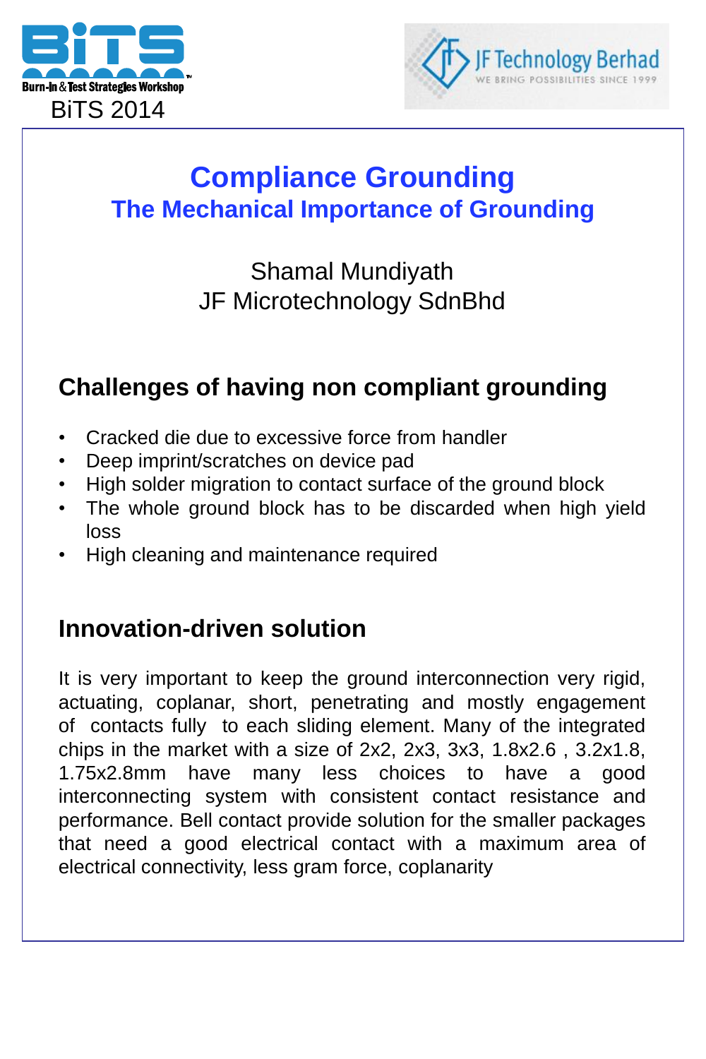BiTS 2014

# Compliance Grounding

## The Mechanical Importance of Grounding

Shamal Mundiyath
JF Microtechnology SdnBhd

### Challenges of having non compliant grounding

- Cracked die due to excessive force from handler
- Deep imprint/scratches on device pad
- High solder migration to contact surface of the ground block
- The whole ground block has to be discarded when high yield loss
- High cleaning and maintenance required

### Innovation-driven solution

It is very important to keep the ground interconnection very rigid, actuating, coplanar, short, penetrating and mostly engagement of contacts fully to each sliding element. Many of the integrated chips in the market with a size of 2x2, 2x3, 3x3, 1.8x2.6 , 3.2x1.8, 1.75x2.8mm have many less choices to have a good interconnecting system with consistent contact resistance and performance. Bell contact provide solution for the smaller packages that need a good electrical contact with a maximum area of electrical connectivity, less gram force, coplanarity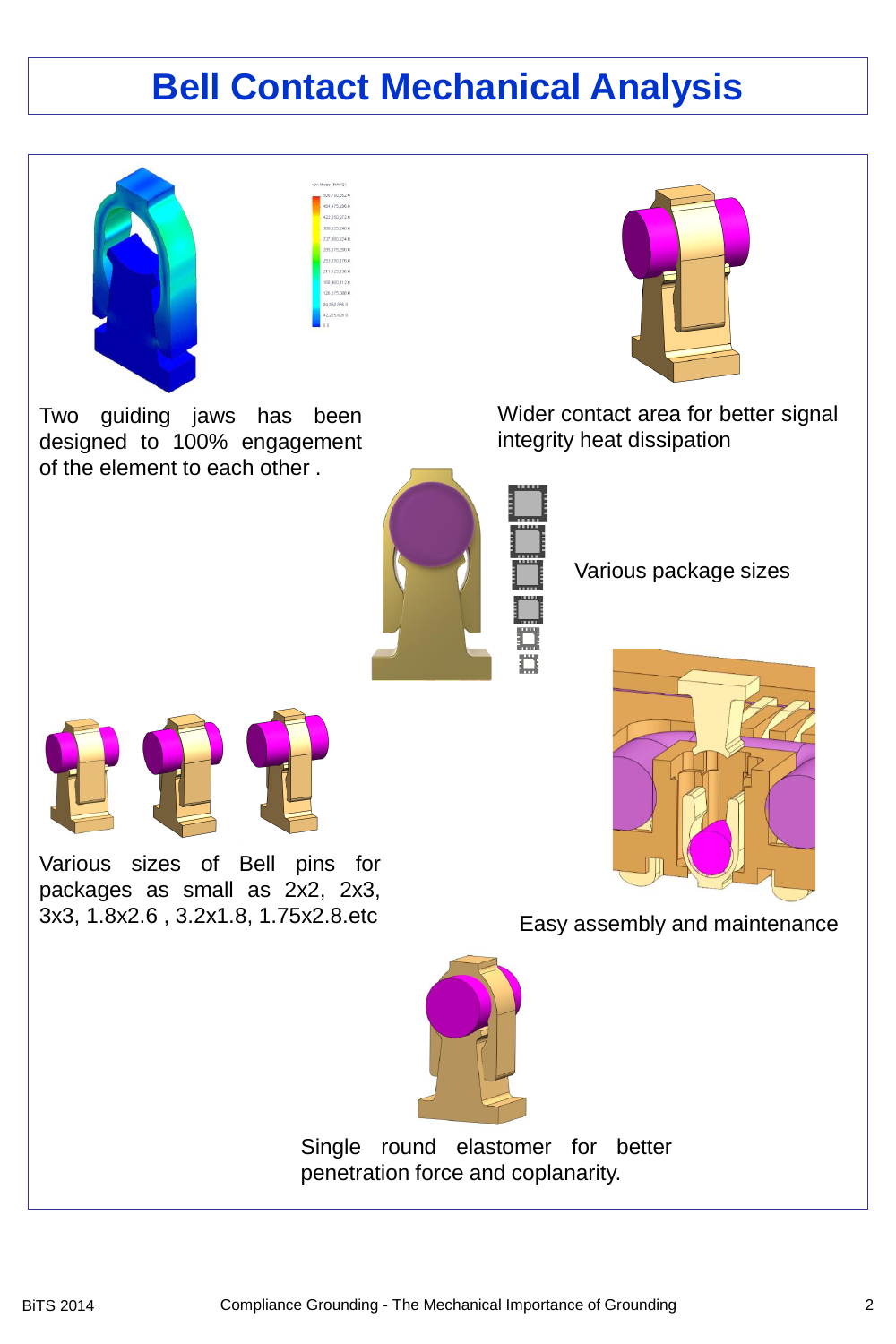# Bell Contact Mechanical Analysis

Two guiding jaws has been designed to 100% engagement of the element to each other .

Wider contact area for better signal integrity heat dissipation

Various package sizes

Various sizes of Bell pins for packages as small as 2x2, 2x3, 3x3, 1.8x2.6 , 3.2x1.8, 1.75x2.8.etc

Easy assembly and maintenance

Single round elastomer for better penetration force and coplanarity.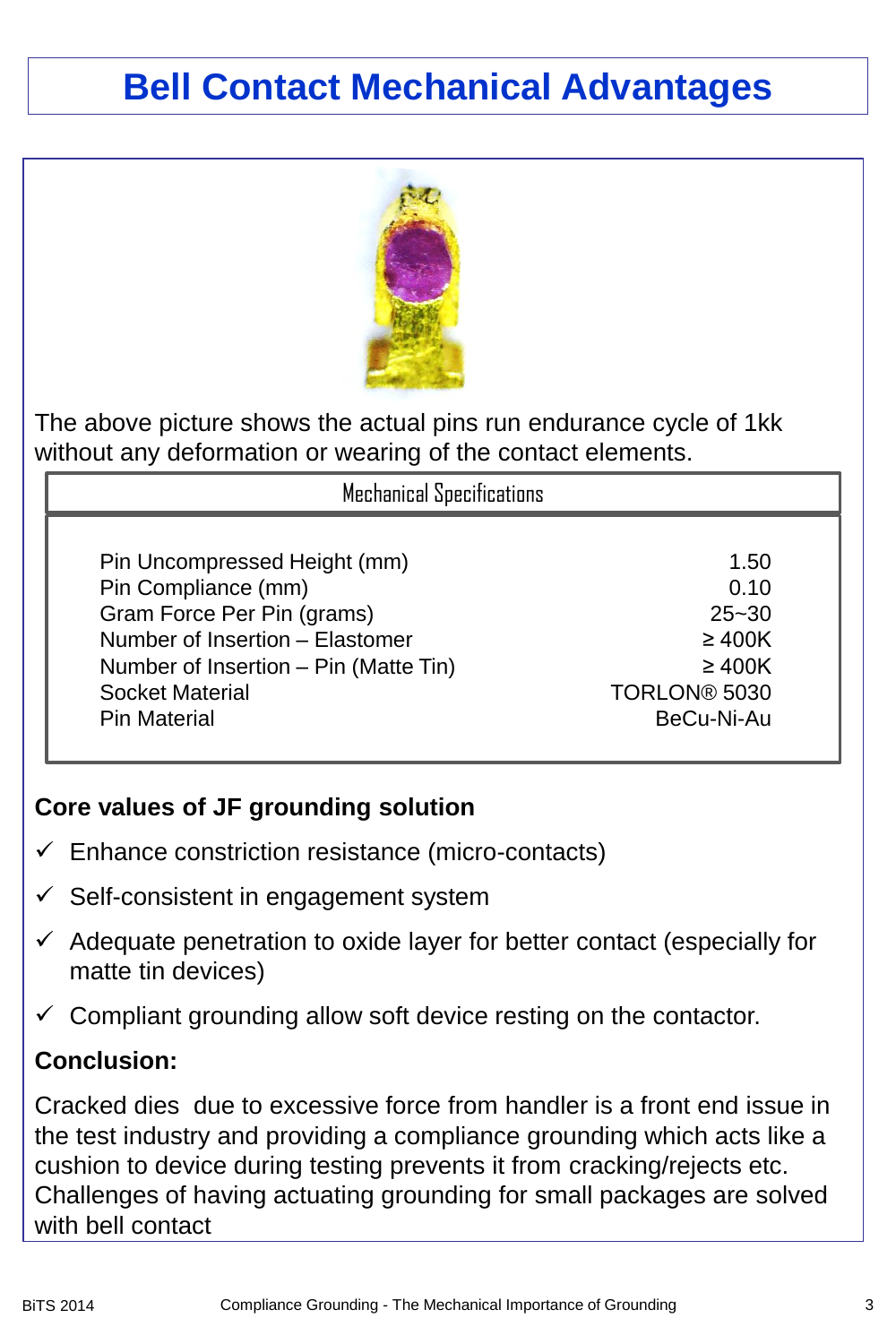# Bell Contact Mechanical Advantages

The above picture shows the actual pins run endurance cycle of 1kk without any deformation or wearing of the contact elements.

| Mechanical Specifications | |
|---|---|
| Pin Uncompressed Height (mm) | 1.50 |
| Pin Compliance (mm) | 0.10 |
| Gram Force Per Pin (grams) | 25~30 |
| Number of Insertion – Elastomer | ≥ 400K |
| Number of Insertion – Pin (Matte Tin) | ≥ 400K |
| Socket Material | TORLON® 5030 |
| Pin Material | BeCu-Ni-Au |

**Core values of JF grounding solution**

- ✓ Enhance constriction resistance (micro-contacts)
- ✓ Self-consistent in engagement system
- ✓ Adequate penetration to oxide layer for better contact (especially for matte tin devices)
- ✓ Compliant grounding allow soft device resting on the contactor.

**Conclusion:**

Cracked dies due to excessive force from handler is a front end issue in the test industry and providing a compliance grounding which acts like a cushion to device during testing prevents it from cracking/rejects etc. Challenges of having actuating grounding for small packages are solved with bell contact